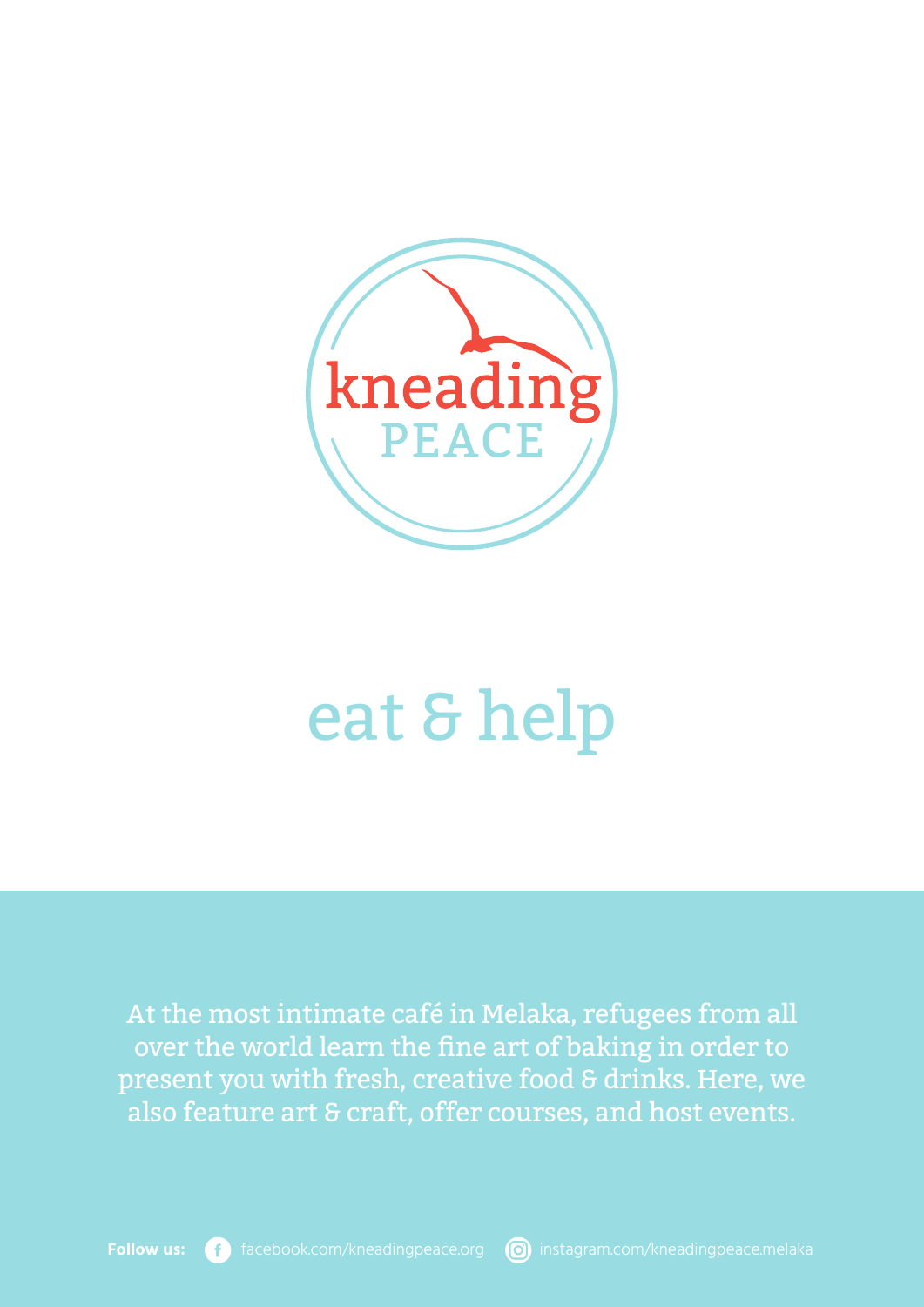# kneading PEACE

## eat & help

At the most intimate café in Melaka, refugees from all over the world learn the fine art of baking in order to present you with fresh, creative food & drinks. Here, we also feature art & craft, offer courses, and host events.

**Follow us:** facebook.com/kneadingpeace.org instagram.com/kneadingpeace.melaka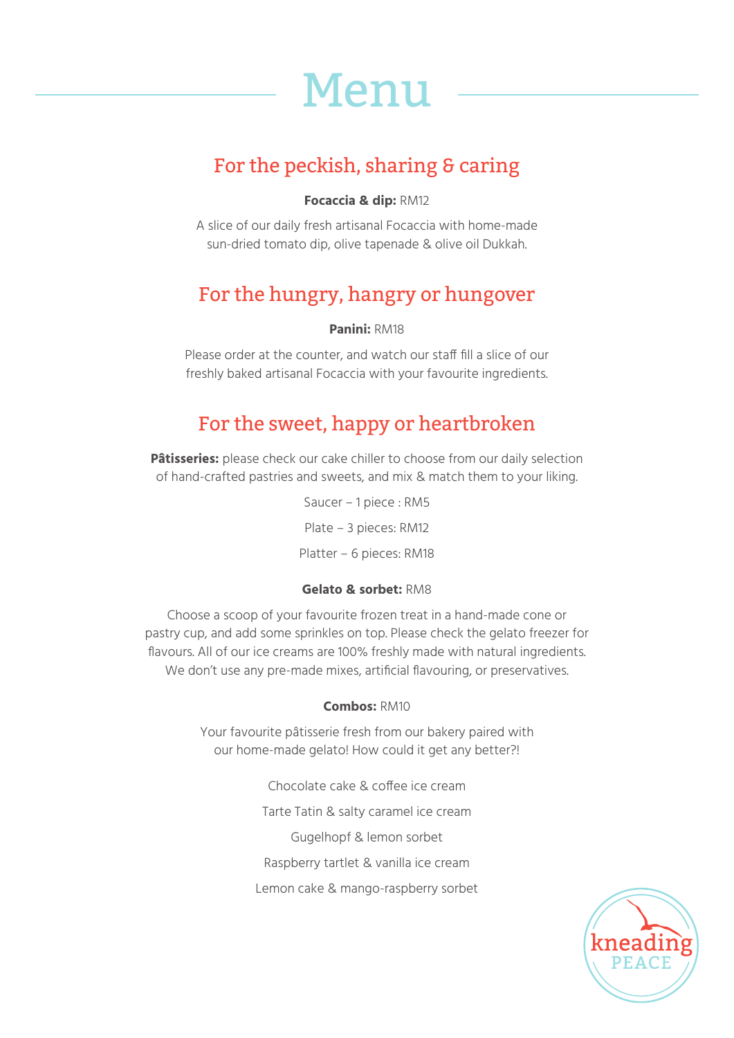# Menu

## For the peckish, sharing & caring

**Focaccia & dip:** RM12

A slice of our daily fresh artisanal Focaccia with home-made sun-dried tomato dip, olive tapenade & olive oil Dukkah.

## For the hungry, hangry or hungover

**Panini:** RM18

Please order at the counter, and watch our staff fill a slice of our freshly baked artisanal Focaccia with your favourite ingredients.

## For the sweet, happy or heartbroken

**Pâtisseries:** please check our cake chiller to choose from our daily selection of hand-crafted pastries and sweets, and mix & match them to your liking.

Saucer – 1 piece : RM5

Plate – 3 pieces: RM12

Platter – 6 pieces: RM18

**Gelato & sorbet:** RM8

Choose a scoop of your favourite frozen treat in a hand-made cone or pastry cup, and add some sprinkles on top. Please check the gelato freezer for flavours. All of our ice creams are 100% freshly made with natural ingredients. We don't use any pre-made mixes, artificial flavouring, or preservatives.

**Combos:** RM10

Your favourite pâtisserie fresh from our bakery paired with our home-made gelato! How could it get any better?!

Chocolate cake & coffee ice cream

Tarte Tatin & salty caramel ice cream

Gugelhopf & lemon sorbet

Raspberry tartlet & vanilla ice cream

Lemon cake & mango-raspberry sorbet

kneading PEACE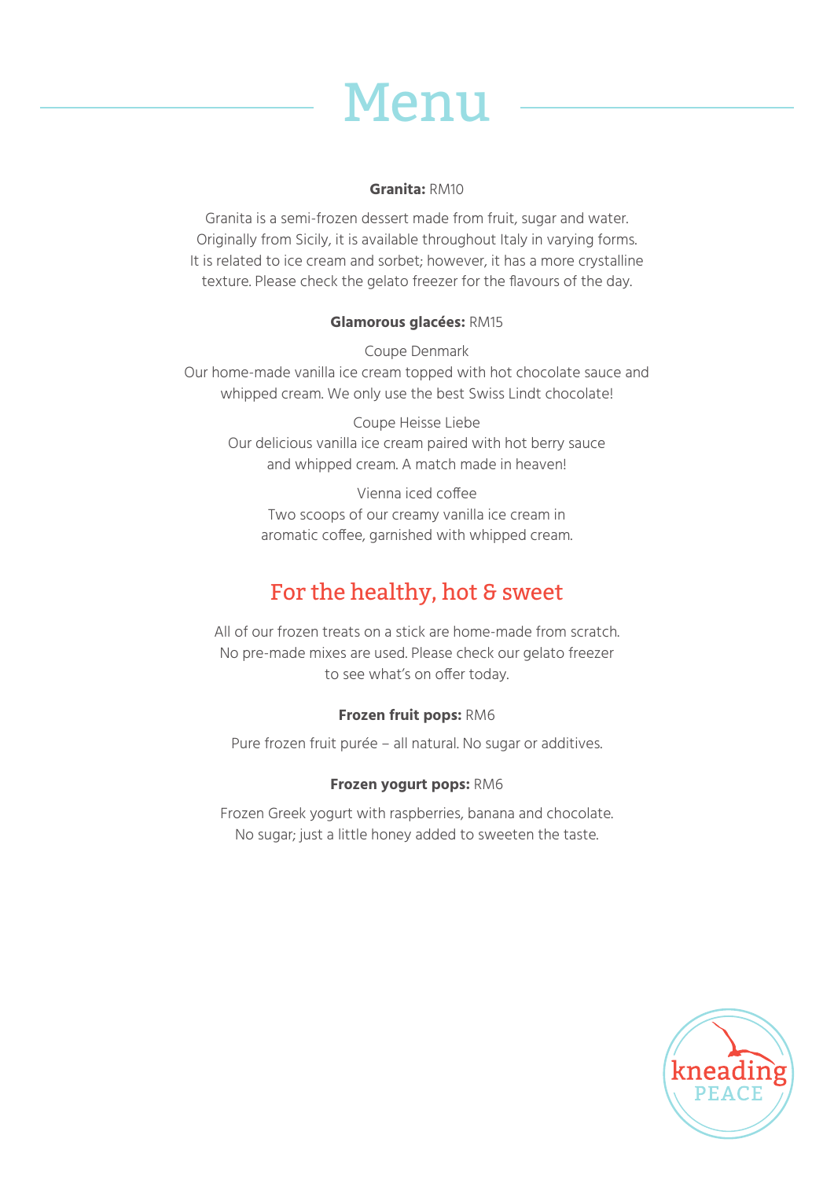# Menu

**Granita:** RM10

Granita is a semi-frozen dessert made from fruit, sugar and water. Originally from Sicily, it is available throughout Italy in varying forms. It is related to ice cream and sorbet; however, it has a more crystalline texture. Please check the gelato freezer for the flavours of the day.

**Glamorous glacées:** RM15

Coupe Denmark
Our home-made vanilla ice cream topped with hot chocolate sauce and whipped cream. We only use the best Swiss Lindt chocolate!

Coupe Heisse Liebe
Our delicious vanilla ice cream paired with hot berry sauce and whipped cream. A match made in heaven!

Vienna iced coffee
Two scoops of our creamy vanilla ice cream in aromatic coffee, garnished with whipped cream.

## For the healthy, hot & sweet

All of our frozen treats on a stick are home-made from scratch. No pre-made mixes are used. Please check our gelato freezer to see what's on offer today.

**Frozen fruit pops:** RM6

Pure frozen fruit purée – all natural. No sugar or additives.

**Frozen yogurt pops:** RM6

Frozen Greek yogurt with raspberries, banana and chocolate. No sugar; just a little honey added to sweeten the taste.

kneading PEACE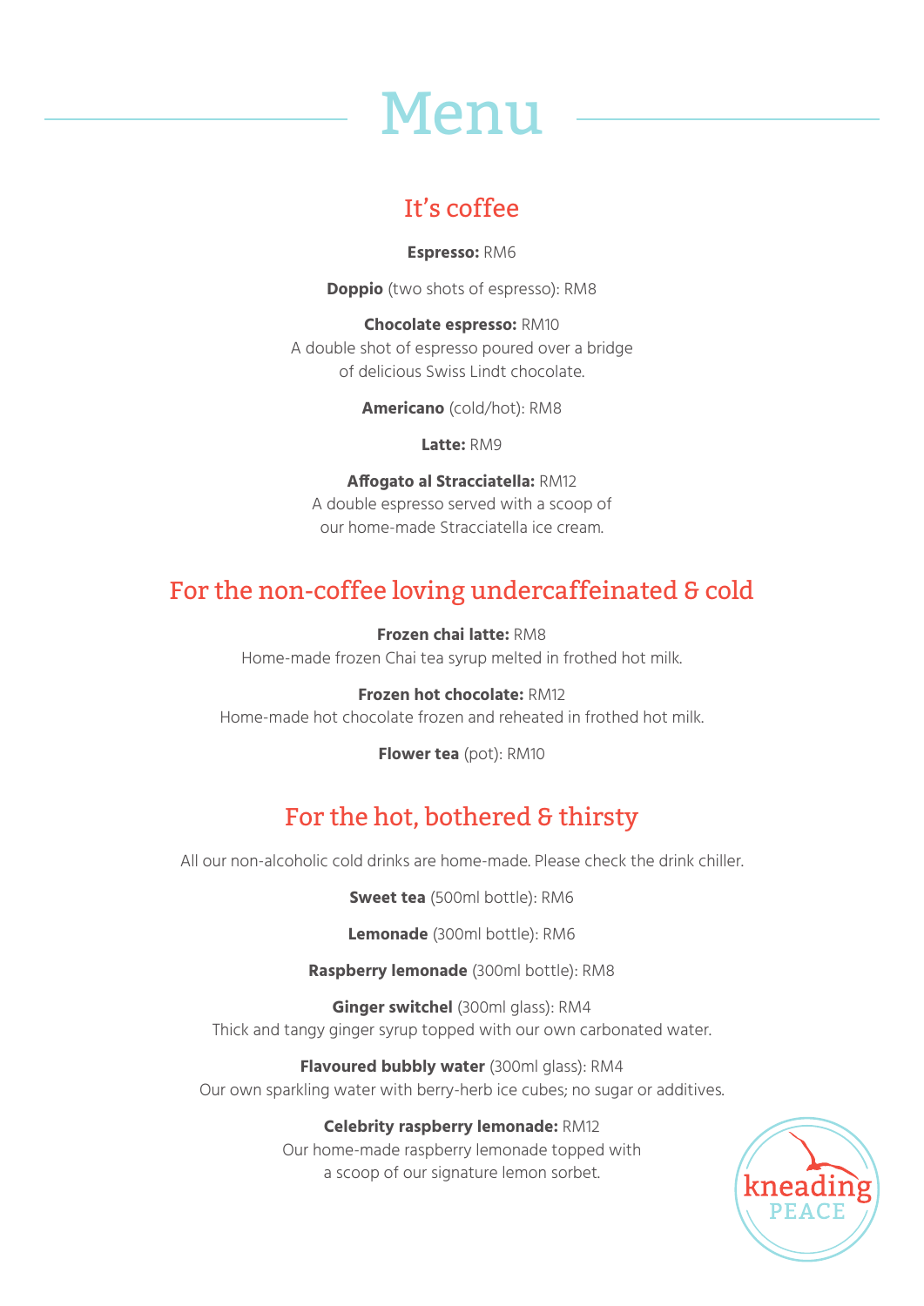# Menu

## It's coffee

**Espresso:** RM6

**Doppio** (two shots of espresso): RM8

**Chocolate espresso:** RM10
A double shot of espresso poured over a bridge of delicious Swiss Lindt chocolate.

**Americano** (cold/hot): RM8

**Latte:** RM9

**Affogato al Stracciatella:** RM12
A double espresso served with a scoop of our home-made Stracciatella ice cream.

## For the non-coffee loving undercaffeinated & cold

**Frozen chai latte:** RM8
Home-made frozen Chai tea syrup melted in frothed hot milk.

**Frozen hot chocolate:** RM12
Home-made hot chocolate frozen and reheated in frothed hot milk.

**Flower tea** (pot): RM10

## For the hot, bothered & thirsty

All our non-alcoholic cold drinks are home-made. Please check the drink chiller.

**Sweet tea** (500ml bottle): RM6

**Lemonade** (300ml bottle): RM6

**Raspberry lemonade** (300ml bottle): RM8

**Ginger switchel** (300ml glass): RM4
Thick and tangy ginger syrup topped with our own carbonated water.

**Flavoured bubbly water** (300ml glass): RM4
Our own sparkling water with berry-herb ice cubes; no sugar or additives.

**Celebrity raspberry lemonade:** RM12
Our home-made raspberry lemonade topped with a scoop of our signature lemon sorbet.

kneading PEACE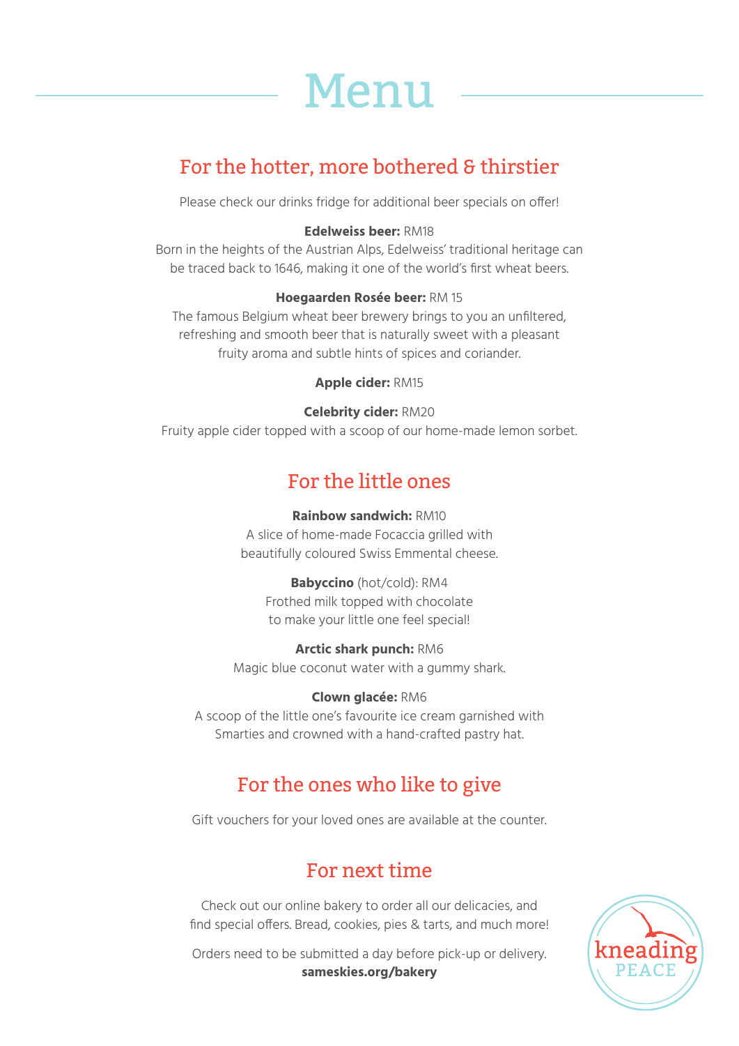# Menu

## For the hotter, more bothered & thirstier

Please check our drinks fridge for additional beer specials on offer!

**Edelweiss beer:** RM18
Born in the heights of the Austrian Alps, Edelweiss' traditional heritage can be traced back to 1646, making it one of the world's first wheat beers.

**Hoegaarden Rosée beer:** RM 15
The famous Belgium wheat beer brewery brings to you an unfiltered, refreshing and smooth beer that is naturally sweet with a pleasant fruity aroma and subtle hints of spices and coriander.

**Apple cider:** RM15

**Celebrity cider:** RM20
Fruity apple cider topped with a scoop of our home-made lemon sorbet.

## For the little ones

**Rainbow sandwich:** RM10
A slice of home-made Focaccia grilled with beautifully coloured Swiss Emmental cheese.

**Babyccino** (hot/cold): RM4
Frothed milk topped with chocolate to make your little one feel special!

**Arctic shark punch:** RM6
Magic blue coconut water with a gummy shark.

**Clown glacée:** RM6
A scoop of the little one's favourite ice cream garnished with Smarties and crowned with a hand-crafted pastry hat.

## For the ones who like to give

Gift vouchers for your loved ones are available at the counter.

## For next time

Check out our online bakery to order all our delicacies, and find special offers. Bread, cookies, pies & tarts, and much more!

Orders need to be submitted a day before pick-up or delivery.
**sameskies.org/bakery**

kneading PEACE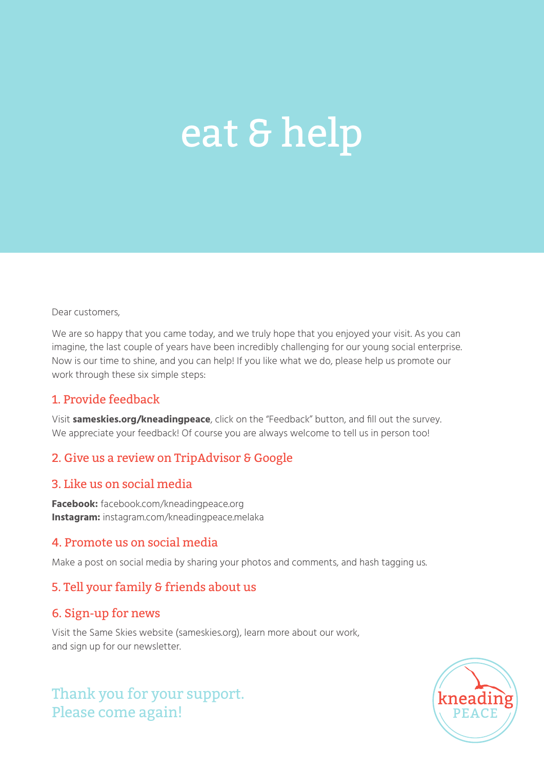# eat & help

Dear customers,

We are so happy that you came today, and we truly hope that you enjoyed your visit. As you can imagine, the last couple of years have been incredibly challenging for our young social enterprise. Now is our time to shine, and you can help! If you like what we do, please help us promote our work through these six simple steps:

## 1. Provide feedback

Visit **sameskies.org/kneadingpeace**, click on the "Feedback" button, and fill out the survey. We appreciate your feedback! Of course you are always welcome to tell us in person too!

## 2. Give us a review on TripAdvisor & Google

## 3. Like us on social media

**Facebook:** facebook.com/kneadingpeace.org
**Instagram:** instagram.com/kneadingpeace.melaka

## 4. Promote us on social media

Make a post on social media by sharing your photos and comments, and hash tagging us.

## 5. Tell your family & friends about us

## 6. Sign-up for news

Visit the Same Skies website (sameskies.org), learn more about our work, and sign up for our newsletter.

Thank you for your support.
Please come again!

kneading PEACE